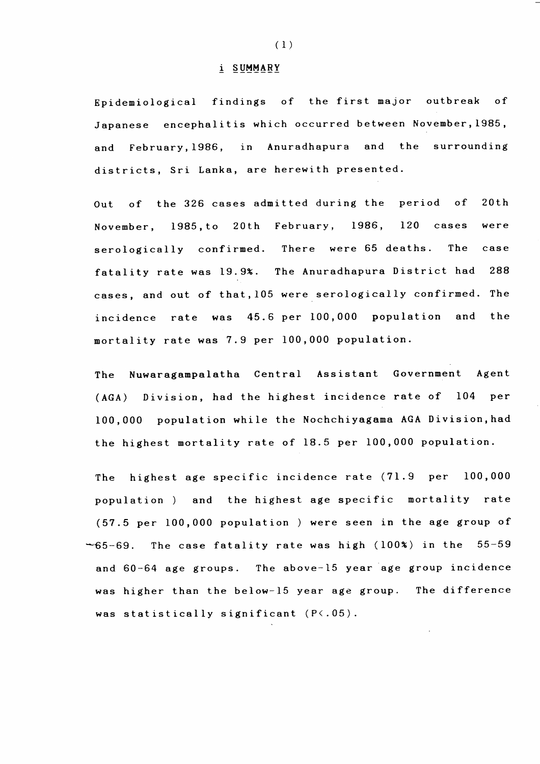## i SUMMARY

Epidemiological findings of the first major outbreak of Japanese encephalitis which occurred between November,1985, and February,1986, in Anuradhapura and the surrounding districts, Sri Lanka, are herewith presented.

Out of the 326 cases admitted during the period of 20th November, 1985,to 20th February, 1986, 120 cases were serologically confirmed. There were 65 deaths. The case fatality rate was 19.9%. The Anuradhapura District had 288 cases, and out of that,105 were serologically confirmed. The incidence rate was 45.6 per 100,000 population and the mortality rate was 7.9 per 100,000 population.

The Nuwaragampalatha Central Assistant Government Agent (AGA) Division, had the highest incidence rate of 104 per 100,000 population while the Nochchiyagama AGA Division,had the highest mortality rate of 18.5 per 100,000 population.

The highest age specific incidence rate (71.9 per 100,000 population ) and the highest age specific mortality rate (57.5 per 100,000 population ) were seen in the age group of 65-69. The case fatality rate was high (100%) in the 55-59 and 60-64 age groups. The above-15 year age group incidence was higher than the below-15 year age group. The difference was statistically significant ($P<.05$).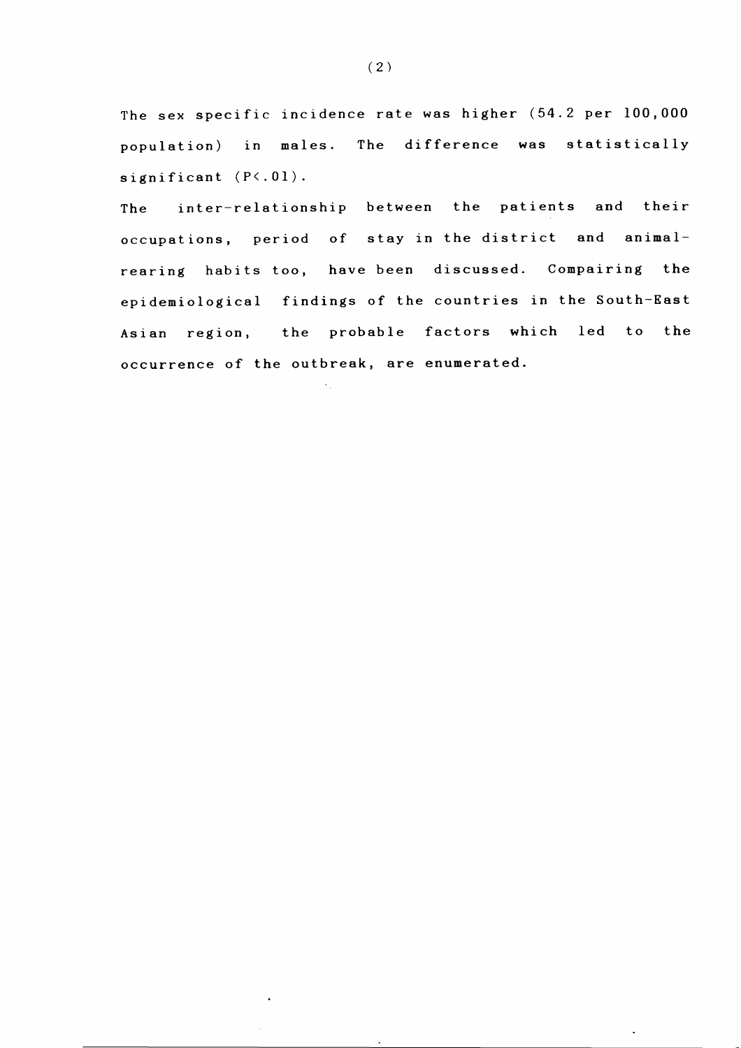The sex specific incidence rate was higher (54.2 per 100,000 population) in males. The difference was statistically significant ($P<.01$).

The inter-relationship between the patients and their occupations, period of stay in the district and animal-rearing habits too, have been discussed. Compairing the epidemiological findings of the countries in the South-East Asian region, the probable factors which led to the occurrence of the outbreak, are enumerated.